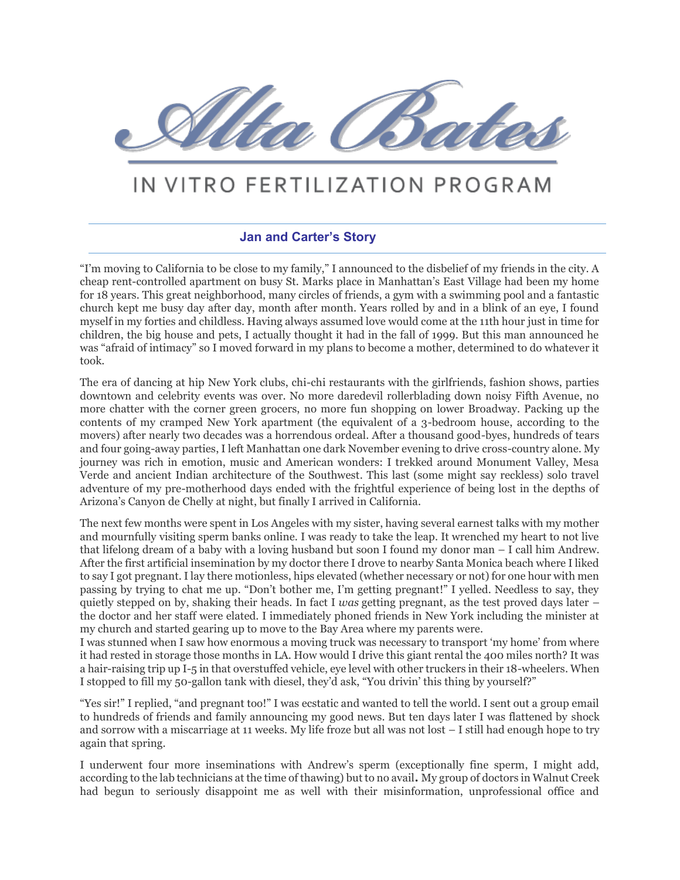# Alta Bates

## IN VITRO FERTILIZATION PROGRAM

### Jan and Carter's Story

"I'm moving to California to be close to my family," I announced to the disbelief of my friends in the city. A cheap rent-controlled apartment on busy St. Marks place in Manhattan's East Village had been my home for 18 years. This great neighborhood, many circles of friends, a gym with a swimming pool and a fantastic church kept me busy day after day, month after month. Years rolled by and in a blink of an eye, I found myself in my forties and childless. Having always assumed love would come at the 11th hour just in time for children, the big house and pets, I actually thought it had in the fall of 1999. But this man announced he was "afraid of intimacy" so I moved forward in my plans to become a mother, determined to do whatever it took.

The era of dancing at hip New York clubs, chi-chi restaurants with the girlfriends, fashion shows, parties downtown and celebrity events was over. No more daredevil rollerblading down noisy Fifth Avenue, no more chatter with the corner green grocers, no more fun shopping on lower Broadway. Packing up the contents of my cramped New York apartment (the equivalent of a 3-bedroom house, according to the movers) after nearly two decades was a horrendous ordeal. After a thousand good-byes, hundreds of tears and four going-away parties, I left Manhattan one dark November evening to drive cross-country alone. My journey was rich in emotion, music and American wonders: I trekked around Monument Valley, Mesa Verde and ancient Indian architecture of the Southwest. This last (some might say reckless) solo travel adventure of my pre-motherhood days ended with the frightful experience of being lost in the depths of Arizona's Canyon de Chelly at night, but finally I arrived in California.

The next few months were spent in Los Angeles with my sister, having several earnest talks with my mother and mournfully visiting sperm banks online. I was ready to take the leap. It wrenched my heart to not live that lifelong dream of a baby with a loving husband but soon I found my donor man – I call him Andrew. After the first artificial insemination by my doctor there I drove to nearby Santa Monica beach where I liked to say I got pregnant. I lay there motionless, hips elevated (whether necessary or not) for one hour with men passing by trying to chat me up. "Don't bother me, I'm getting pregnant!" I yelled. Needless to say, they quietly stepped on by, shaking their heads. In fact I *was* getting pregnant, as the test proved days later – the doctor and her staff were elated. I immediately phoned friends in New York including the minister at my church and started gearing up to move to the Bay Area where my parents were.
I was stunned when I saw how enormous a moving truck was necessary to transport 'my home' from where it had rested in storage those months in LA. How would I drive this giant rental the 400 miles north? It was a hair-raising trip up I-5 in that overstuffed vehicle, eye level with other truckers in their 18-wheelers. When I stopped to fill my 50-gallon tank with diesel, they'd ask, "You drivin' this thing by yourself?"

"Yes sir!" I replied, "and pregnant too!" I was ecstatic and wanted to tell the world. I sent out a group email to hundreds of friends and family announcing my good news. But ten days later I was flattened by shock and sorrow with a miscarriage at 11 weeks. My life froze but all was not lost – I still had enough hope to try again that spring.

I underwent four more inseminations with Andrew's sperm (exceptionally fine sperm, I might add, according to the lab technicians at the time of thawing) but to no avail**.** My group of doctors in Walnut Creek had begun to seriously disappoint me as well with their misinformation, unprofessional office and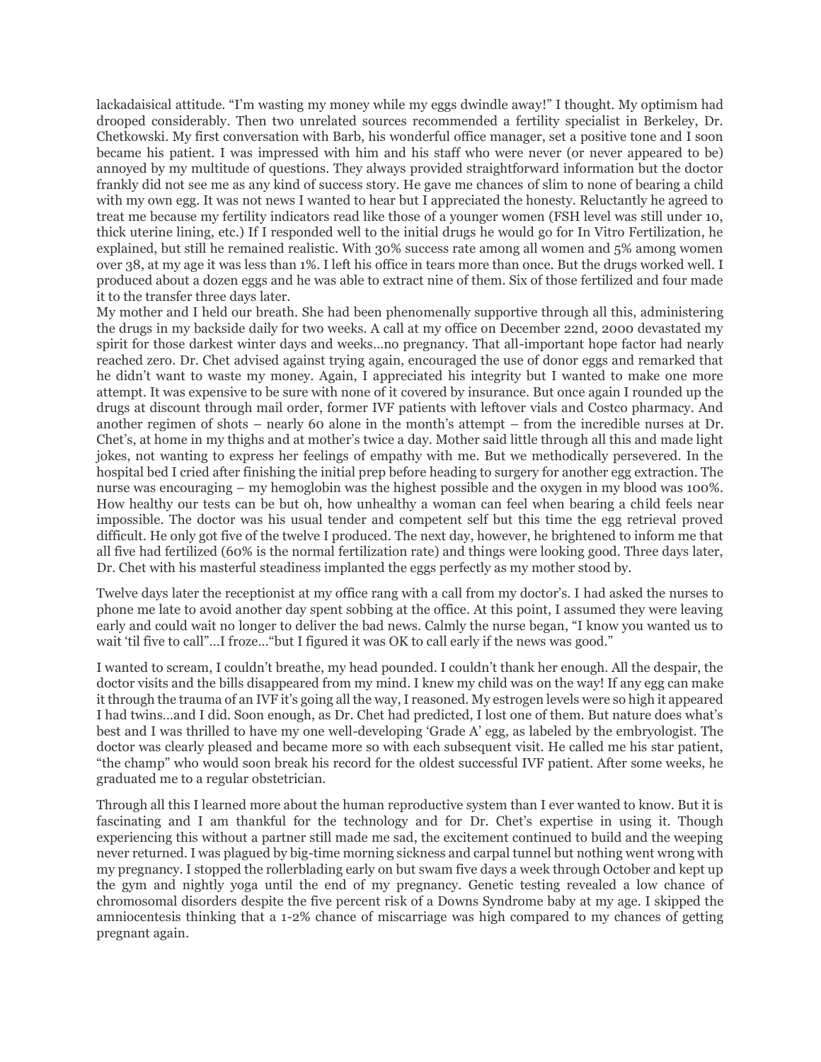lackadaisical attitude. "I'm wasting my money while my eggs dwindle away!" I thought. My optimism had drooped considerably. Then two unrelated sources recommended a fertility specialist in Berkeley, Dr. Chetkowski. My first conversation with Barb, his wonderful office manager, set a positive tone and I soon became his patient. I was impressed with him and his staff who were never (or never appeared to be) annoyed by my multitude of questions. They always provided straightforward information but the doctor frankly did not see me as any kind of success story. He gave me chances of slim to none of bearing a child with my own egg. It was not news I wanted to hear but I appreciated the honesty. Reluctantly he agreed to treat me because my fertility indicators read like those of a younger women (FSH level was still under 10, thick uterine lining, etc.) If I responded well to the initial drugs he would go for In Vitro Fertilization, he explained, but still he remained realistic. With 30% success rate among all women and 5% among women over 38, at my age it was less than 1%. I left his office in tears more than once. But the drugs worked well. I produced about a dozen eggs and he was able to extract nine of them. Six of those fertilized and four made it to the transfer three days later.

My mother and I held our breath. She had been phenomenally supportive through all this, administering the drugs in my backside daily for two weeks. A call at my office on December 22nd, 2000 devastated my spirit for those darkest winter days and weeks…no pregnancy. That all-important hope factor had nearly reached zero. Dr. Chet advised against trying again, encouraged the use of donor eggs and remarked that he didn't want to waste my money. Again, I appreciated his integrity but I wanted to make one more attempt. It was expensive to be sure with none of it covered by insurance. But once again I rounded up the drugs at discount through mail order, former IVF patients with leftover vials and Costco pharmacy. And another regimen of shots – nearly 60 alone in the month's attempt – from the incredible nurses at Dr. Chet's, at home in my thighs and at mother's twice a day. Mother said little through all this and made light jokes, not wanting to express her feelings of empathy with me. But we methodically persevered. In the hospital bed I cried after finishing the initial prep before heading to surgery for another egg extraction. The nurse was encouraging – my hemoglobin was the highest possible and the oxygen in my blood was 100%. How healthy our tests can be but oh, how unhealthy a woman can feel when bearing a child feels near impossible. The doctor was his usual tender and competent self but this time the egg retrieval proved difficult. He only got five of the twelve I produced. The next day, however, he brightened to inform me that all five had fertilized (60% is the normal fertilization rate) and things were looking good. Three days later, Dr. Chet with his masterful steadiness implanted the eggs perfectly as my mother stood by.

Twelve days later the receptionist at my office rang with a call from my doctor's. I had asked the nurses to phone me late to avoid another day spent sobbing at the office. At this point, I assumed they were leaving early and could wait no longer to deliver the bad news. Calmly the nurse began, "I know you wanted us to wait 'til five to call"…I froze…"but I figured it was OK to call early if the news was good."

I wanted to scream, I couldn't breathe, my head pounded. I couldn't thank her enough. All the despair, the doctor visits and the bills disappeared from my mind. I knew my child was on the way! If any egg can make it through the trauma of an IVF it's going all the way, I reasoned. My estrogen levels were so high it appeared I had twins…and I did. Soon enough, as Dr. Chet had predicted, I lost one of them. But nature does what's best and I was thrilled to have my one well-developing 'Grade A' egg, as labeled by the embryologist. The doctor was clearly pleased and became more so with each subsequent visit. He called me his star patient, "the champ" who would soon break his record for the oldest successful IVF patient. After some weeks, he graduated me to a regular obstetrician.

Through all this I learned more about the human reproductive system than I ever wanted to know. But it is fascinating and I am thankful for the technology and for Dr. Chet's expertise in using it. Though experiencing this without a partner still made me sad, the excitement continued to build and the weeping never returned. I was plagued by big-time morning sickness and carpal tunnel but nothing went wrong with my pregnancy. I stopped the rollerblading early on but swam five days a week through October and kept up the gym and nightly yoga until the end of my pregnancy. Genetic testing revealed a low chance of chromosomal disorders despite the five percent risk of a Downs Syndrome baby at my age. I skipped the amniocentesis thinking that a 1-2% chance of miscarriage was high compared to my chances of getting pregnant again.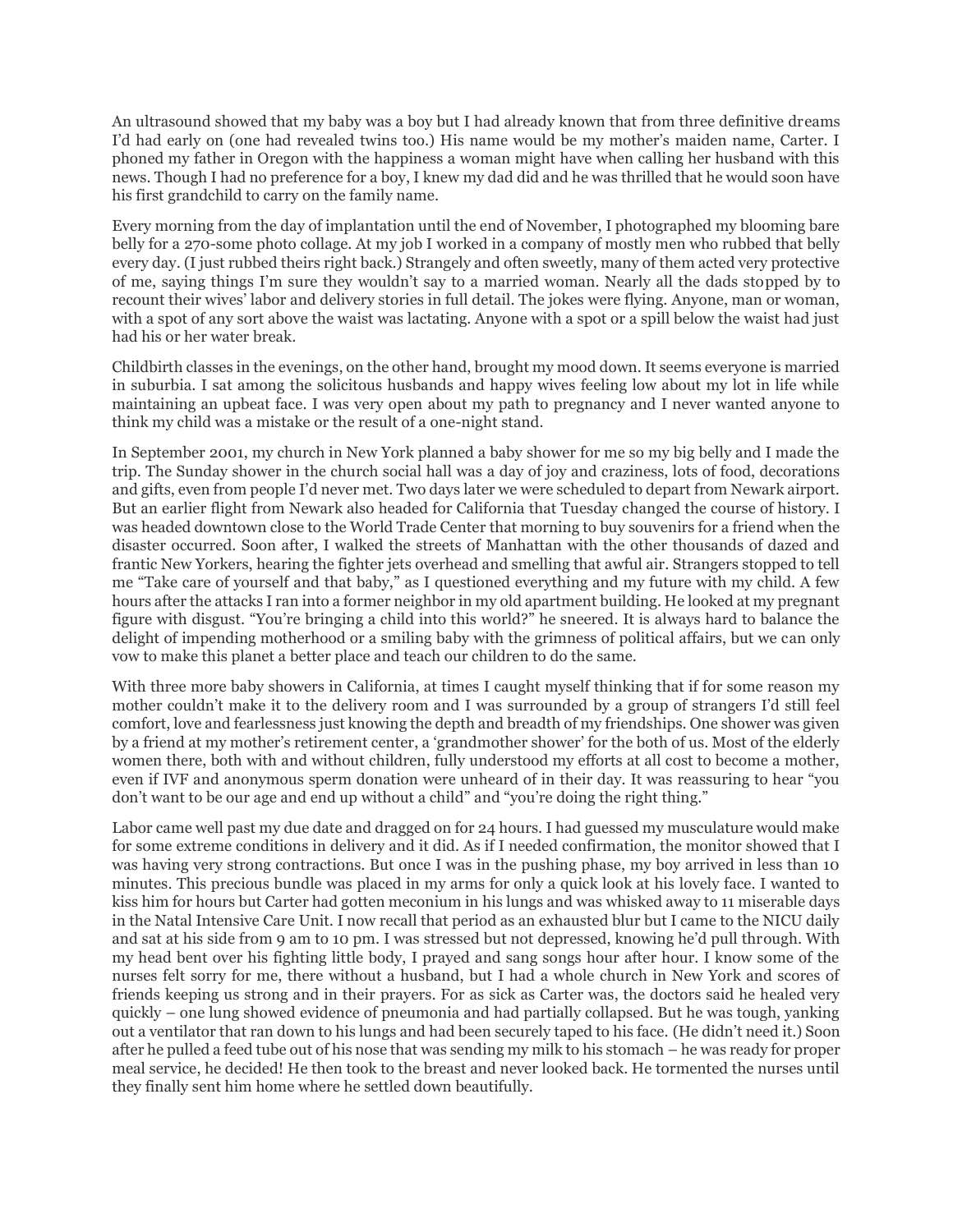An ultrasound showed that my baby was a boy but I had already known that from three definitive dreams I'd had early on (one had revealed twins too.) His name would be my mother's maiden name, Carter. I phoned my father in Oregon with the happiness a woman might have when calling her husband with this news. Though I had no preference for a boy, I knew my dad did and he was thrilled that he would soon have his first grandchild to carry on the family name.

Every morning from the day of implantation until the end of November, I photographed my blooming bare belly for a 270-some photo collage. At my job I worked in a company of mostly men who rubbed that belly every day. (I just rubbed theirs right back.) Strangely and often sweetly, many of them acted very protective of me, saying things I'm sure they wouldn't say to a married woman. Nearly all the dads stopped by to recount their wives' labor and delivery stories in full detail. The jokes were flying. Anyone, man or woman, with a spot of any sort above the waist was lactating. Anyone with a spot or a spill below the waist had just had his or her water break.

Childbirth classes in the evenings, on the other hand, brought my mood down. It seems everyone is married in suburbia. I sat among the solicitous husbands and happy wives feeling low about my lot in life while maintaining an upbeat face. I was very open about my path to pregnancy and I never wanted anyone to think my child was a mistake or the result of a one-night stand.

In September 2001, my church in New York planned a baby shower for me so my big belly and I made the trip. The Sunday shower in the church social hall was a day of joy and craziness, lots of food, decorations and gifts, even from people I'd never met. Two days later we were scheduled to depart from Newark airport. But an earlier flight from Newark also headed for California that Tuesday changed the course of history. I was headed downtown close to the World Trade Center that morning to buy souvenirs for a friend when the disaster occurred. Soon after, I walked the streets of Manhattan with the other thousands of dazed and frantic New Yorkers, hearing the fighter jets overhead and smelling that awful air. Strangers stopped to tell me "Take care of yourself and that baby," as I questioned everything and my future with my child. A few hours after the attacks I ran into a former neighbor in my old apartment building. He looked at my pregnant figure with disgust. "You're bringing a child into this world?" he sneered. It is always hard to balance the delight of impending motherhood or a smiling baby with the grimness of political affairs, but we can only vow to make this planet a better place and teach our children to do the same.

With three more baby showers in California, at times I caught myself thinking that if for some reason my mother couldn't make it to the delivery room and I was surrounded by a group of strangers I'd still feel comfort, love and fearlessness just knowing the depth and breadth of my friendships. One shower was given by a friend at my mother's retirement center, a 'grandmother shower' for the both of us. Most of the elderly women there, both with and without children, fully understood my efforts at all cost to become a mother, even if IVF and anonymous sperm donation were unheard of in their day. It was reassuring to hear "you don't want to be our age and end up without a child" and "you're doing the right thing."

Labor came well past my due date and dragged on for 24 hours. I had guessed my musculature would make for some extreme conditions in delivery and it did. As if I needed confirmation, the monitor showed that I was having very strong contractions. But once I was in the pushing phase, my boy arrived in less than 10 minutes. This precious bundle was placed in my arms for only a quick look at his lovely face. I wanted to kiss him for hours but Carter had gotten meconium in his lungs and was whisked away to 11 miserable days in the Natal Intensive Care Unit. I now recall that period as an exhausted blur but I came to the NICU daily and sat at his side from 9 am to 10 pm. I was stressed but not depressed, knowing he'd pull through. With my head bent over his fighting little body, I prayed and sang songs hour after hour. I know some of the nurses felt sorry for me, there without a husband, but I had a whole church in New York and scores of friends keeping us strong and in their prayers. For as sick as Carter was, the doctors said he healed very quickly – one lung showed evidence of pneumonia and had partially collapsed. But he was tough, yanking out a ventilator that ran down to his lungs and had been securely taped to his face. (He didn't need it.) Soon after he pulled a feed tube out of his nose that was sending my milk to his stomach – he was ready for proper meal service, he decided! He then took to the breast and never looked back. He tormented the nurses until they finally sent him home where he settled down beautifully.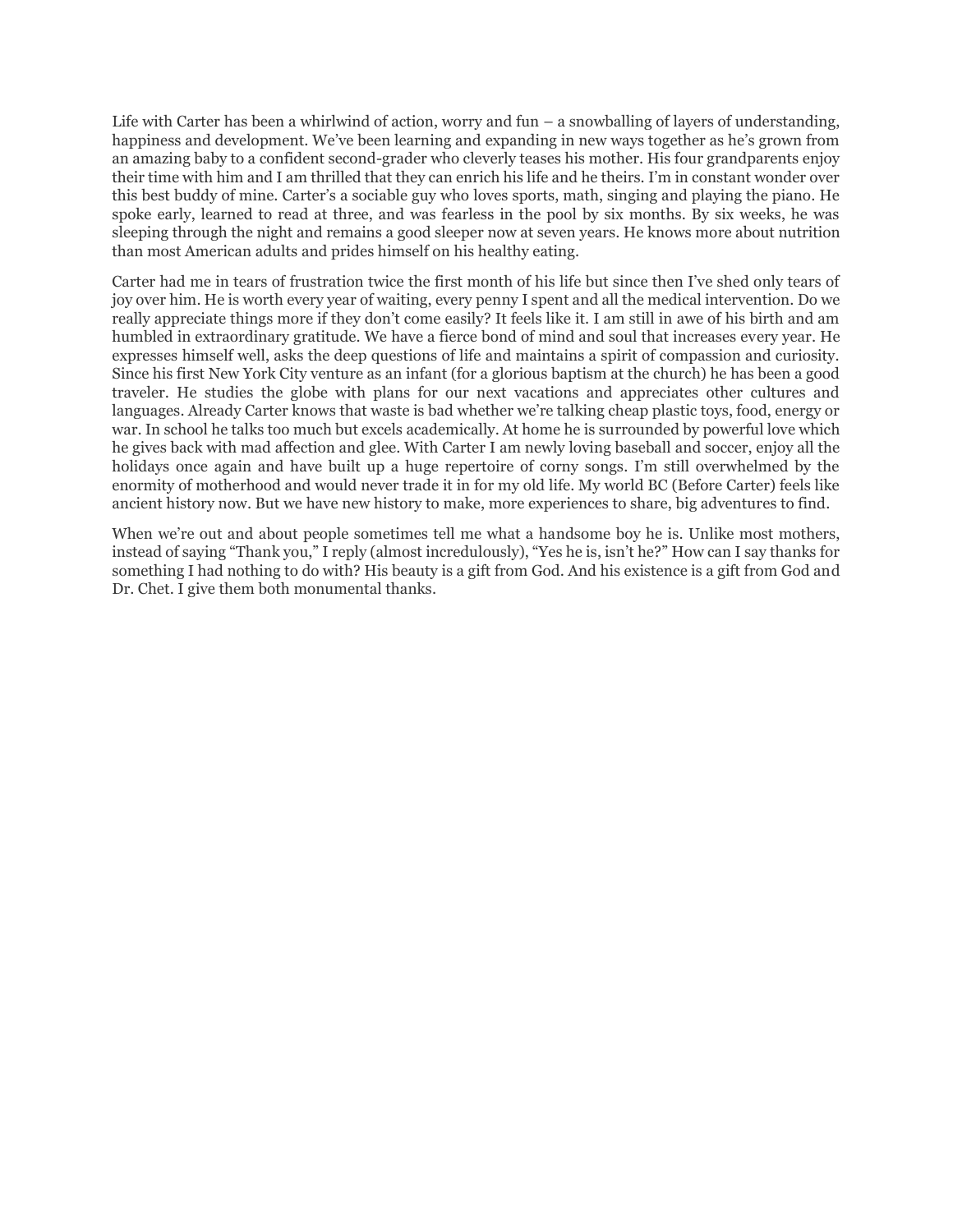Life with Carter has been a whirlwind of action, worry and fun – a snowballing of layers of understanding, happiness and development. We've been learning and expanding in new ways together as he's grown from an amazing baby to a confident second-grader who cleverly teases his mother. His four grandparents enjoy their time with him and I am thrilled that they can enrich his life and he theirs. I'm in constant wonder over this best buddy of mine. Carter's a sociable guy who loves sports, math, singing and playing the piano. He spoke early, learned to read at three, and was fearless in the pool by six months. By six weeks, he was sleeping through the night and remains a good sleeper now at seven years. He knows more about nutrition than most American adults and prides himself on his healthy eating.

Carter had me in tears of frustration twice the first month of his life but since then I've shed only tears of joy over him. He is worth every year of waiting, every penny I spent and all the medical intervention. Do we really appreciate things more if they don't come easily? It feels like it. I am still in awe of his birth and am humbled in extraordinary gratitude. We have a fierce bond of mind and soul that increases every year. He expresses himself well, asks the deep questions of life and maintains a spirit of compassion and curiosity. Since his first New York City venture as an infant (for a glorious baptism at the church) he has been a good traveler. He studies the globe with plans for our next vacations and appreciates other cultures and languages. Already Carter knows that waste is bad whether we're talking cheap plastic toys, food, energy or war. In school he talks too much but excels academically. At home he is surrounded by powerful love which he gives back with mad affection and glee. With Carter I am newly loving baseball and soccer, enjoy all the holidays once again and have built up a huge repertoire of corny songs. I'm still overwhelmed by the enormity of motherhood and would never trade it in for my old life. My world BC (Before Carter) feels like ancient history now. But we have new history to make, more experiences to share, big adventures to find.

When we're out and about people sometimes tell me what a handsome boy he is. Unlike most mothers, instead of saying "Thank you," I reply (almost incredulously), "Yes he is, isn't he?" How can I say thanks for something I had nothing to do with? His beauty is a gift from God. And his existence is a gift from God and Dr. Chet. I give them both monumental thanks.